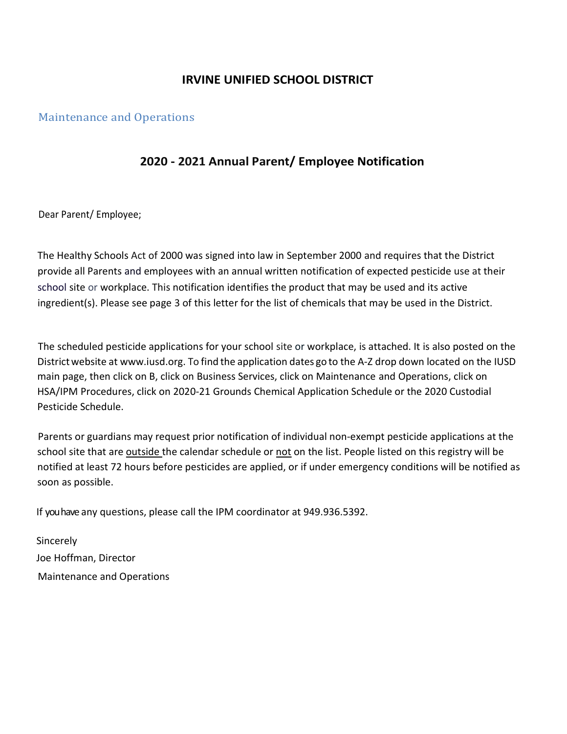# IRVINE UNIFIED SCHOOL DISTRICT

## Maintenance and Operations

## 2020 - 2021 Annual Parent/ Employee Notification

Dear Parent/ Employee;

The Healthy Schools Act of 2000 was signed into law in September 2000 and requires that the District provide all Parents and employees with an annual written notification of expected pesticide use at their school site or workplace. This notification identifies the product that may be used and its active ingredient(s). Please see page 3 of this letter for the list of chemicals that may be used in the District.

The scheduled pesticide applications for your school site or workplace, is attached. It is also posted on the District website at www.iusd.org. To find the application dates go to the A-Z drop down located on the IUSD main page, then click on B, click on Business Services, click on Maintenance and Operations, click on HSA/IPM Procedures, click on 2020-21 Grounds Chemical Application Schedule or the 2020 Custodial Pesticide Schedule.

Parents or guardians may request prior notification of individual non-exempt pesticide applications at the school site that are <u>outside</u> the calendar schedule or <u>not</u> on the list. People listed on this registry will be notified at least 72 hours before pesticides are applied, or if under emergency conditions will be notified as soon as possible.

If you have any questions, please call the IPM coordinator at 949.936.5392.

Sincerely  
Joe Hoffman, Director  
Maintenance and Operations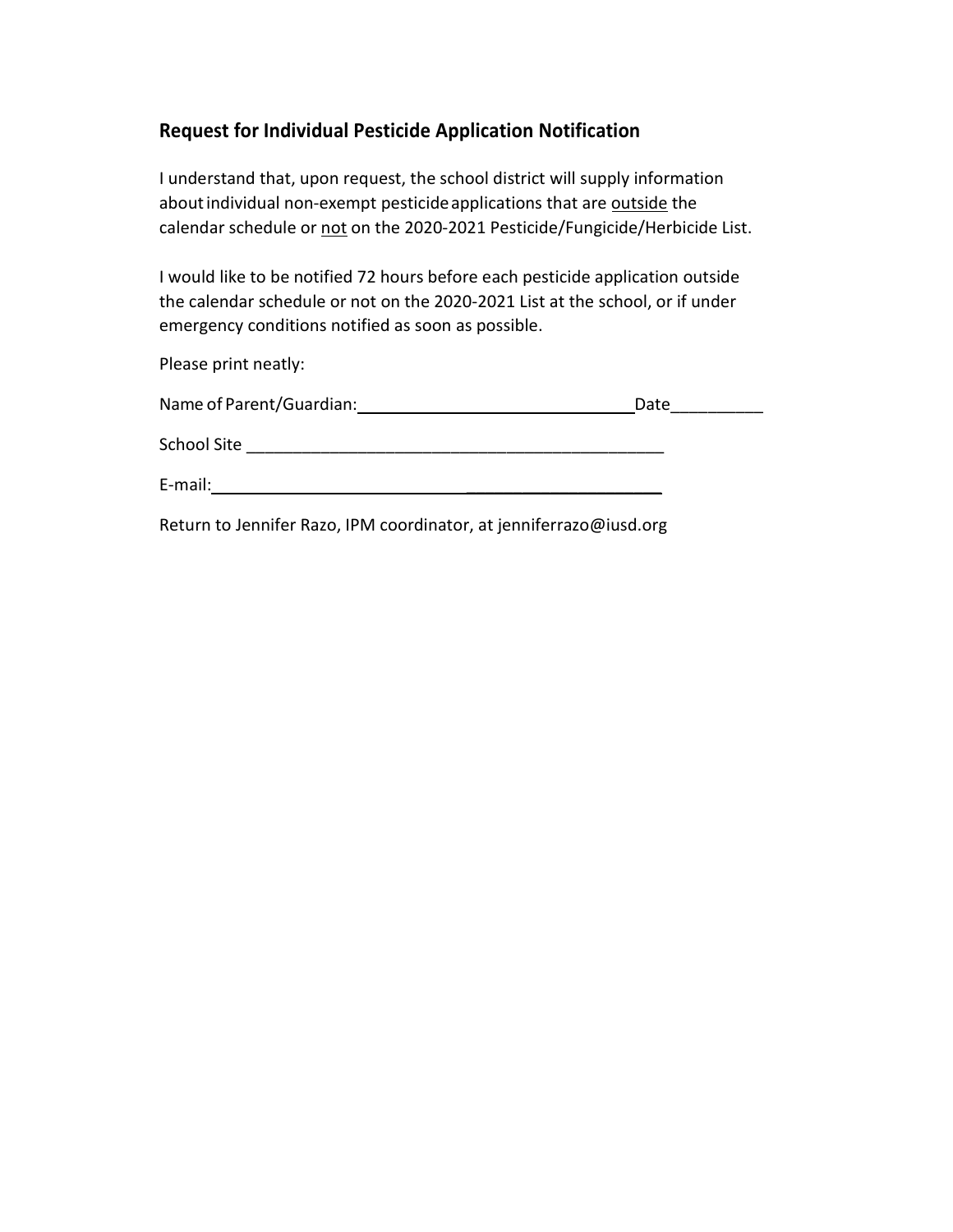## Request for Individual Pesticide Application Notification

I understand that, upon request, the school district will supply information about individual non-exempt pesticide applications that are <u>outside</u> the calendar schedule or <u>not</u> on the 2020-2021 Pesticide/Fungicide/Herbicide List.

I would like to be notified 72 hours before each pesticide application outside the calendar schedule or not on the 2020-2021 List at the school, or if under emergency conditions notified as soon as possible.

Please print neatly:

Name of Parent/Guardian:\_\_\_\_\_\_\_\_\_\_\_\_\_\_\_\_\_\_\_\_\_\_\_\_\_\_\_\_\_\_Date\_\_\_\_\_\_\_\_\_\_

School Site \_\_\_\_\_\_\_\_\_\_\_\_\_\_\_\_\_\_\_\_\_\_\_\_\_\_\_\_\_\_\_\_\_\_\_\_\_\_\_\_\_\_\_\_\_\_

E-mail:\_\_\_\_\_\_\_\_\_\_\_\_\_\_\_\_\_\_\_\_\_\_\_\_\_\_\_\_\_\_\_\_\_\_\_\_\_\_\_\_\_\_\_\_\_\_\_\_\_

Return to Jennifer Razo, IPM coordinator, at jenniferrazo@iusd.org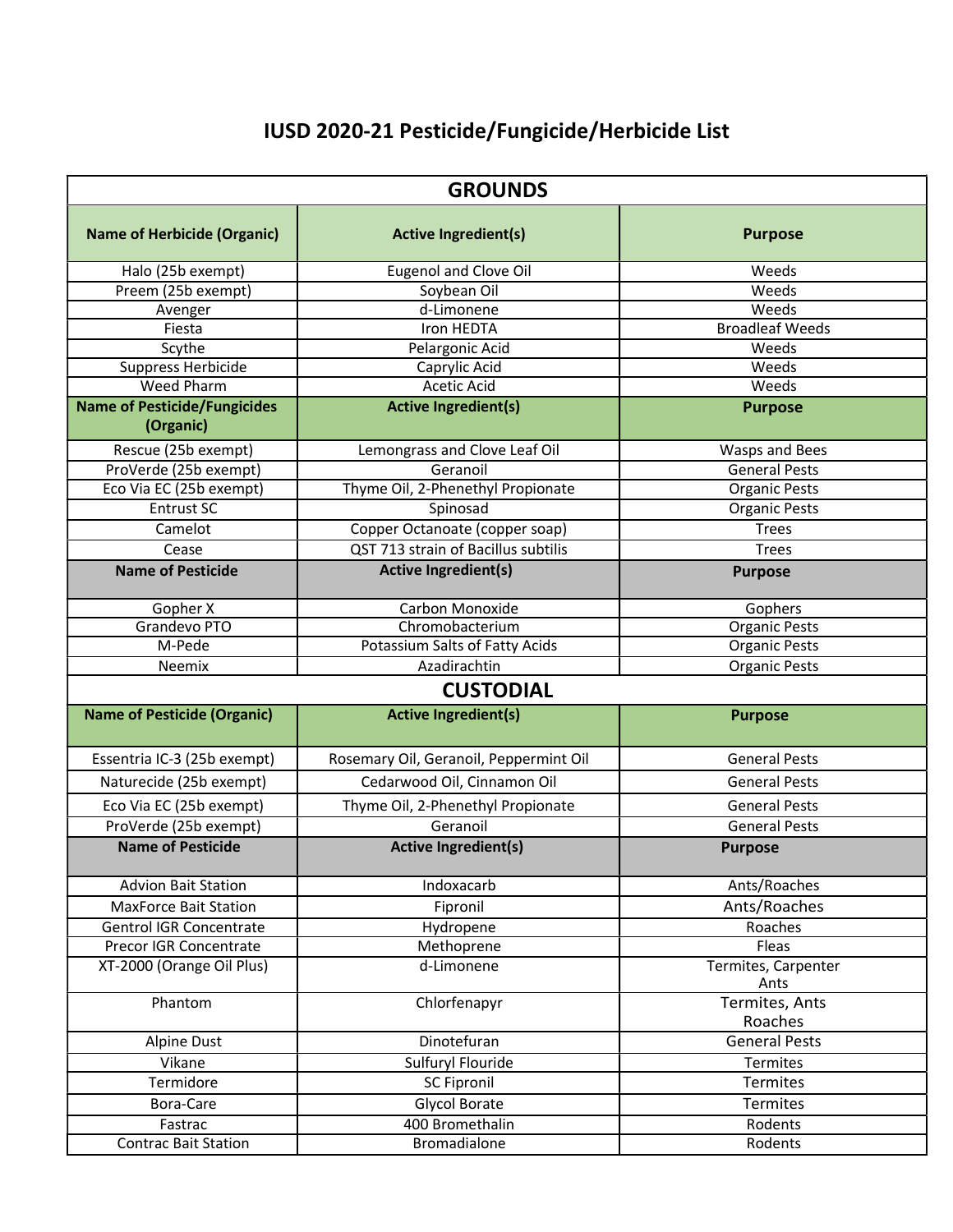# IUSD 2020-21 Pesticide/Fungicide/Herbicide List

| GROUNDS | | |
|---|---|---|
| **Name of Herbicide (Organic)** | **Active Ingredient(s)** | **Purpose** |
| Halo (25b exempt) | Eugenol and Clove Oil | Weeds |
| Preem (25b exempt) | Soybean Oil | Weeds |
| Avenger | d-Limonene | Weeds |
| Fiesta | Iron HEDTA | Broadleaf Weeds |
| Scythe | Pelargonic Acid | Weeds |
| Suppress Herbicide | Caprylic Acid | Weeds |
| Weed Pharm | Acetic Acid | Weeds |
| **Name of Pesticide/Fungicides (Organic)** | **Active Ingredient(s)** | **Purpose** |
| Rescue (25b exempt) | Lemongrass and Clove Leaf Oil | Wasps and Bees |
| ProVerde (25b exempt) | Geranoil | General Pests |
| Eco Via EC (25b exempt) | Thyme Oil, 2-Phenethyl Propionate | Organic Pests |
| Entrust SC | Spinosad | Organic Pests |
| Camelot | Copper Octanoate (copper soap) | Trees |
| Cease | QST 713 strain of Bacillus subtilis | Trees |
| **Name of Pesticide** | **Active Ingredient(s)** | **Purpose** |
| Gopher X | Carbon Monoxide | Gophers |
| Grandevo PTO | Chromobacterium | Organic Pests |
| M-Pede | Potassium Salts of Fatty Acids | Organic Pests |
| Neemix | Azadirachtin | Organic Pests |
| **CUSTODIAL** | | |
| **Name of Pesticide (Organic)** | **Active Ingredient(s)** | **Purpose** |
| Essentria IC-3 (25b exempt) | Rosemary Oil, Geranoil, Peppermint Oil | General Pests |
| Naturecide (25b exempt) | Cedarwood Oil, Cinnamon Oil | General Pests |
| Eco Via EC (25b exempt) | Thyme Oil, 2-Phenethyl Propionate | General Pests |
| ProVerde (25b exempt) | Geranoil | General Pests |
| **Name of Pesticide** | **Active Ingredient(s)** | **Purpose** |
| Advion Bait Station | Indoxacarb | Ants/Roaches |
| MaxForce Bait Station | Fipronil | Ants/Roaches |
| Gentrol IGR Concentrate | Hydropene | Roaches |
| Precor IGR Concentrate | Methoprene | Fleas |
| XT-2000 (Orange Oil Plus) | d-Limonene | Termites, Carpenter Ants |
| Phantom | Chlorfenapyr | Termites, Ants Roaches |
| Alpine Dust | Dinotefuran | General Pests |
| Vikane | Sulfuryl Flouride | Termites |
| Termidore | SC Fipronil | Termites |
| Bora-Care | Glycol Borate | Termites |
| Fastrac | 400 Bromethalin | Rodents |
| Contrac Bait Station | Bromadialone | Rodents |